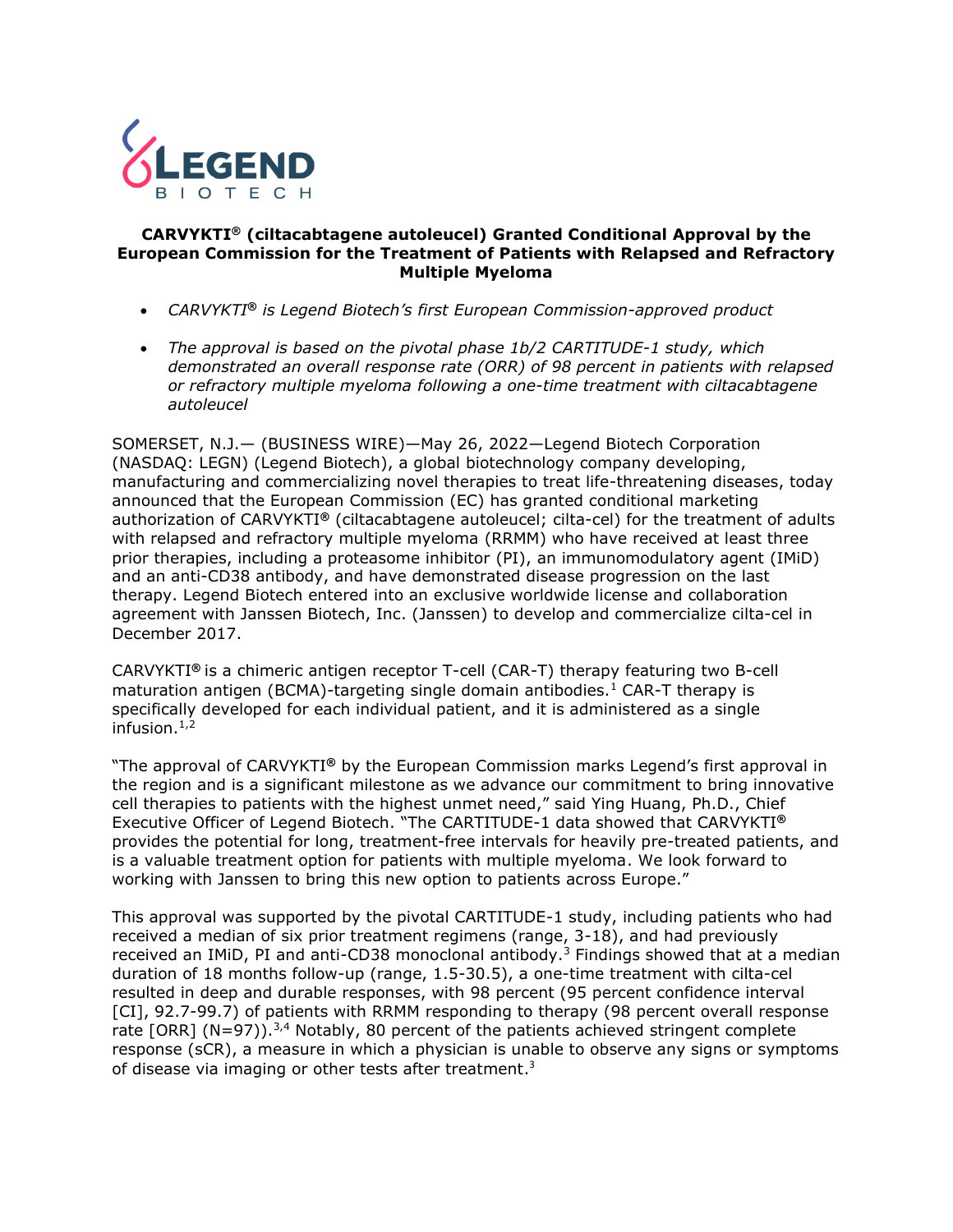**CARVYKTI® (ciltacabtagene autoleucel) Granted Conditional Approval by the European Commission for the Treatment of Patients with Relapsed and Refractory Multiple Myeloma**

- *CARVYKTI® is Legend Biotech's first European Commission-approved product*
- *The approval is based on the pivotal phase 1b/2 CARTITUDE-1 study, which demonstrated an overall response rate (ORR) of 98 percent in patients with relapsed or refractory multiple myeloma following a one-time treatment with ciltacabtagene autoleucel*

SOMERSET, N.J.— (BUSINESS WIRE)—May 26, 2022—Legend Biotech Corporation (NASDAQ: LEGN) (Legend Biotech), a global biotechnology company developing, manufacturing and commercializing novel therapies to treat life-threatening diseases, today announced that the European Commission (EC) has granted conditional marketing authorization of CARVYKTI® (ciltacabtagene autoleucel; cilta-cel) for the treatment of adults with relapsed and refractory multiple myeloma (RRMM) who have received at least three prior therapies, including a proteasome inhibitor (PI), an immunomodulatory agent (IMiD) and an anti-CD38 antibody, and have demonstrated disease progression on the last therapy. Legend Biotech entered into an exclusive worldwide license and collaboration agreement with Janssen Biotech, Inc. (Janssen) to develop and commercialize cilta-cel in December 2017.

CARVYKTI® is a chimeric antigen receptor T-cell (CAR-T) therapy featuring two B-cell maturation antigen (BCMA)-targeting single domain antibodies.[1] CAR-T therapy is specifically developed for each individual patient, and it is administered as a single infusion.[1,2]

"The approval of CARVYKTI® by the European Commission marks Legend's first approval in the region and is a significant milestone as we advance our commitment to bring innovative cell therapies to patients with the highest unmet need," said Ying Huang, Ph.D., Chief Executive Officer of Legend Biotech. "The CARTITUDE-1 data showed that CARVYKTI® provides the potential for long, treatment-free intervals for heavily pre-treated patients, and is a valuable treatment option for patients with multiple myeloma. We look forward to working with Janssen to bring this new option to patients across Europe."

This approval was supported by the pivotal CARTITUDE-1 study, including patients who had received a median of six prior treatment regimens (range, 3-18), and had previously received an IMiD, PI and anti-CD38 monoclonal antibody.[3] Findings showed that at a median duration of 18 months follow-up (range, 1.5-30.5), a one-time treatment with cilta-cel resulted in deep and durable responses, with 98 percent (95 percent confidence interval [CI], 92.7-99.7) of patients with RRMM responding to therapy (98 percent overall response rate [ORR] (N=97)).[3,4] Notably, 80 percent of the patients achieved stringent complete response (sCR), a measure in which a physician is unable to observe any signs or symptoms of disease via imaging or other tests after treatment.[3]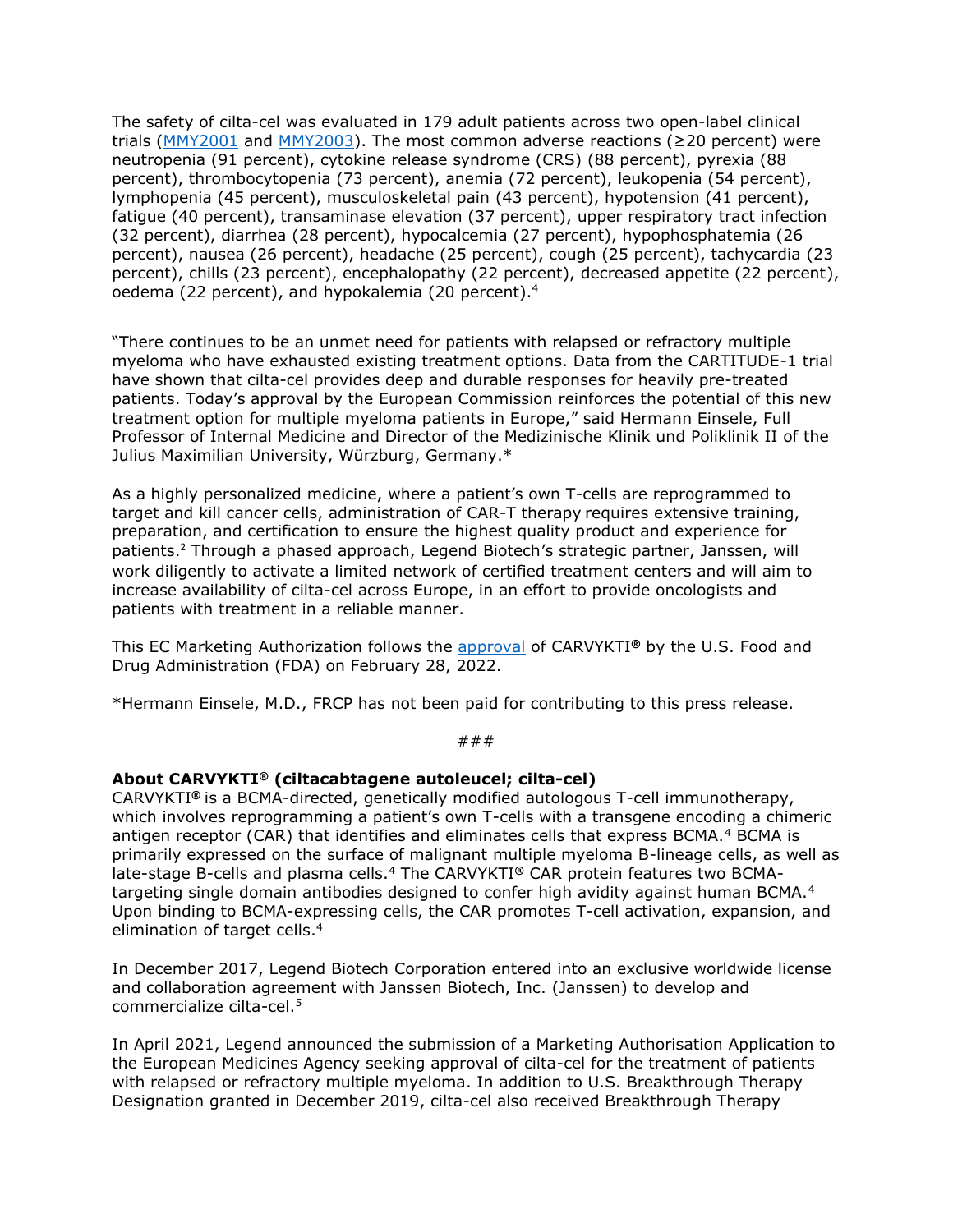The safety of cilta-cel was evaluated in 179 adult patients across two open-label clinical trials (MMY2001 and MMY2003). The most common adverse reactions (≥20 percent) were neutropenia (91 percent), cytokine release syndrome (CRS) (88 percent), pyrexia (88 percent), thrombocytopenia (73 percent), anemia (72 percent), leukopenia (54 percent), lymphopenia (45 percent), musculoskeletal pain (43 percent), hypotension (41 percent), fatigue (40 percent), transaminase elevation (37 percent), upper respiratory tract infection (32 percent), diarrhea (28 percent), hypocalcemia (27 percent), hypophosphatemia (26 percent), nausea (26 percent), headache (25 percent), cough (25 percent), tachycardia (23 percent), chills (23 percent), encephalopathy (22 percent), decreased appetite (22 percent), oedema (22 percent), and hypokalemia (20 percent).[4]

"There continues to be an unmet need for patients with relapsed or refractory multiple myeloma who have exhausted existing treatment options. Data from the CARTITUDE-1 trial have shown that cilta-cel provides deep and durable responses for heavily pre-treated patients. Today's approval by the European Commission reinforces the potential of this new treatment option for multiple myeloma patients in Europe," said Hermann Einsele, Full Professor of Internal Medicine and Director of the Medizinische Klinik und Poliklinik II of the Julius Maximilian University, Würzburg, Germany.*

As a highly personalized medicine, where a patient's own T-cells are reprogrammed to target and kill cancer cells, administration of CAR-T therapy requires extensive training, preparation, and certification to ensure the highest quality product and experience for patients.[2] Through a phased approach, Legend Biotech's strategic partner, Janssen, will work diligently to activate a limited network of certified treatment centers and will aim to increase availability of cilta-cel across Europe, in an effort to provide oncologists and patients with treatment in a reliable manner.

This EC Marketing Authorization follows the approval of CARVYKTI® by the U.S. Food and Drug Administration (FDA) on February 28, 2022.

*Hermann Einsele, M.D., FRCP has not been paid for contributing to this press release.

###

**About CARVYKTI® (ciltacabtagene autoleucel; cilta-cel)**

CARVYKTI® is a BCMA-directed, genetically modified autologous T-cell immunotherapy, which involves reprogramming a patient's own T-cells with a transgene encoding a chimeric antigen receptor (CAR) that identifies and eliminates cells that express BCMA.[4] BCMA is primarily expressed on the surface of malignant multiple myeloma B-lineage cells, as well as late-stage B-cells and plasma cells.[4] The CARVYKTI® CAR protein features two BCMA-targeting single domain antibodies designed to confer high avidity against human BCMA.[4] Upon binding to BCMA-expressing cells, the CAR promotes T-cell activation, expansion, and elimination of target cells.[4]

In December 2017, Legend Biotech Corporation entered into an exclusive worldwide license and collaboration agreement with Janssen Biotech, Inc. (Janssen) to develop and commercialize cilta-cel.[5]

In April 2021, Legend announced the submission of a Marketing Authorisation Application to the European Medicines Agency seeking approval of cilta-cel for the treatment of patients with relapsed or refractory multiple myeloma. In addition to U.S. Breakthrough Therapy Designation granted in December 2019, cilta-cel also received Breakthrough Therapy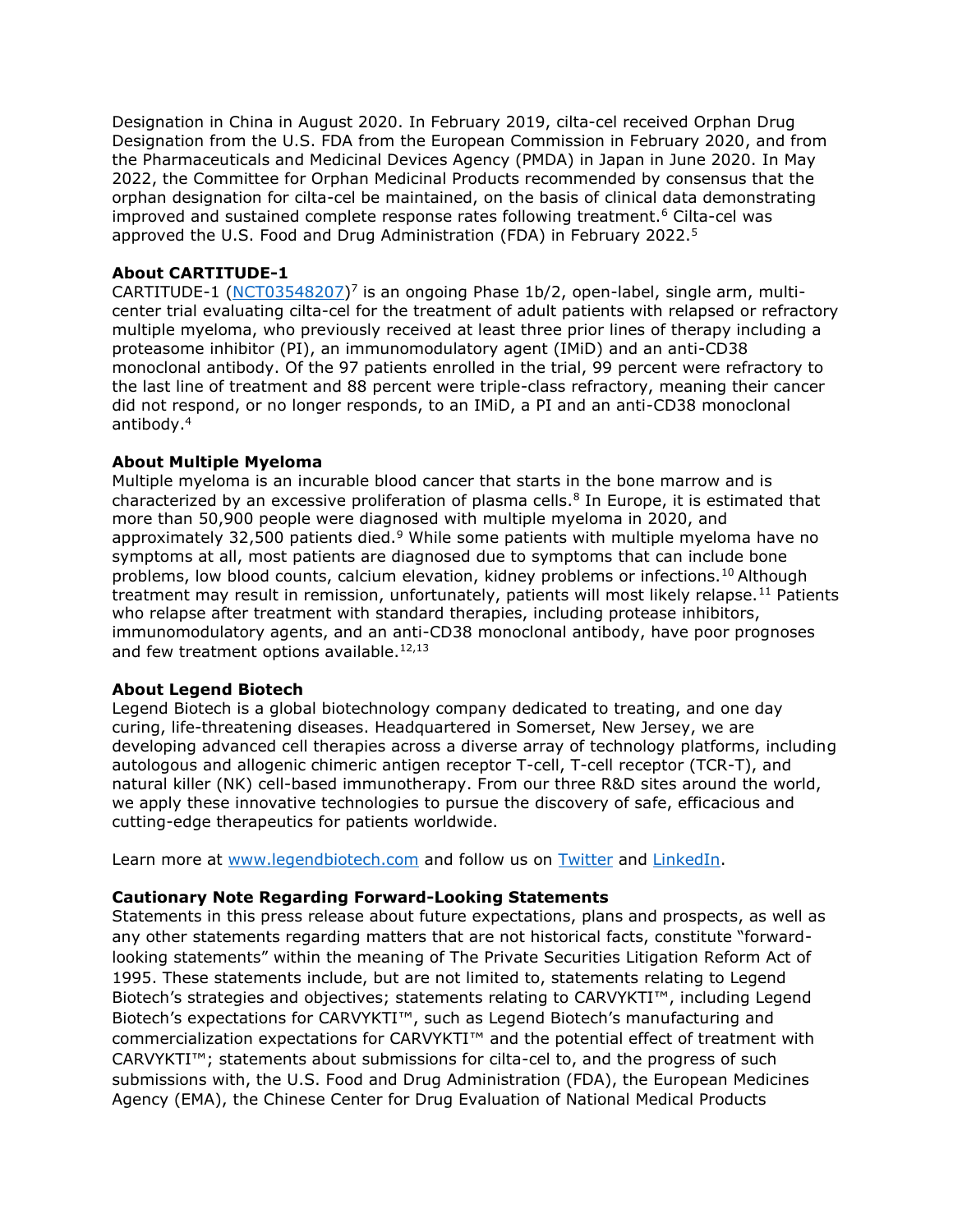Designation in China in August 2020. In February 2019, cilta-cel received Orphan Drug Designation from the U.S. FDA from the European Commission in February 2020, and from the Pharmaceuticals and Medicinal Devices Agency (PMDA) in Japan in June 2020. In May 2022, the Committee for Orphan Medicinal Products recommended by consensus that the orphan designation for cilta-cel be maintained, on the basis of clinical data demonstrating improved and sustained complete response rates following treatment.[6] Cilta-cel was approved the U.S. Food and Drug Administration (FDA) in February 2022.[5]

**About CARTITUDE-1**

CARTITUDE-1 ([NCT03548207](NCT03548207))[7] is an ongoing Phase 1b/2, open-label, single arm, multi-center trial evaluating cilta-cel for the treatment of adult patients with relapsed or refractory multiple myeloma, who previously received at least three prior lines of therapy including a proteasome inhibitor (PI), an immunomodulatory agent (IMiD) and an anti-CD38 monoclonal antibody. Of the 97 patients enrolled in the trial, 99 percent were refractory to the last line of treatment and 88 percent were triple-class refractory, meaning their cancer did not respond, or no longer responds, to an IMiD, a PI and an anti-CD38 monoclonal antibody.[4]

**About Multiple Myeloma**

Multiple myeloma is an incurable blood cancer that starts in the bone marrow and is characterized by an excessive proliferation of plasma cells.[8] In Europe, it is estimated that more than 50,900 people were diagnosed with multiple myeloma in 2020, and approximately 32,500 patients died.[9] While some patients with multiple myeloma have no symptoms at all, most patients are diagnosed due to symptoms that can include bone problems, low blood counts, calcium elevation, kidney problems or infections.[10] Although treatment may result in remission, unfortunately, patients will most likely relapse.[11] Patients who relapse after treatment with standard therapies, including protease inhibitors, immunomodulatory agents, and an anti-CD38 monoclonal antibody, have poor prognoses and few treatment options available.[12,13]

**About Legend Biotech**

Legend Biotech is a global biotechnology company dedicated to treating, and one day curing, life-threatening diseases. Headquartered in Somerset, New Jersey, we are developing advanced cell therapies across a diverse array of technology platforms, including autologous and allogenic chimeric antigen receptor T-cell, T-cell receptor (TCR-T), and natural killer (NK) cell-based immunotherapy. From our three R&D sites around the world, we apply these innovative technologies to pursue the discovery of safe, efficacious and cutting-edge therapeutics for patients worldwide.

Learn more at [www.legendbiotech.com](www.legendbiotech.com) and follow us on [Twitter](Twitter) and [LinkedIn](LinkedIn).

**Cautionary Note Regarding Forward-Looking Statements**

Statements in this press release about future expectations, plans and prospects, as well as any other statements regarding matters that are not historical facts, constitute "forward-looking statements" within the meaning of The Private Securities Litigation Reform Act of 1995. These statements include, but are not limited to, statements relating to Legend Biotech's strategies and objectives; statements relating to CARVYKTI™, including Legend Biotech's expectations for CARVYKTI™, such as Legend Biotech's manufacturing and commercialization expectations for CARVYKTI™ and the potential effect of treatment with CARVYKTI™; statements about submissions for cilta-cel to, and the progress of such submissions with, the U.S. Food and Drug Administration (FDA), the European Medicines Agency (EMA), the Chinese Center for Drug Evaluation of National Medical Products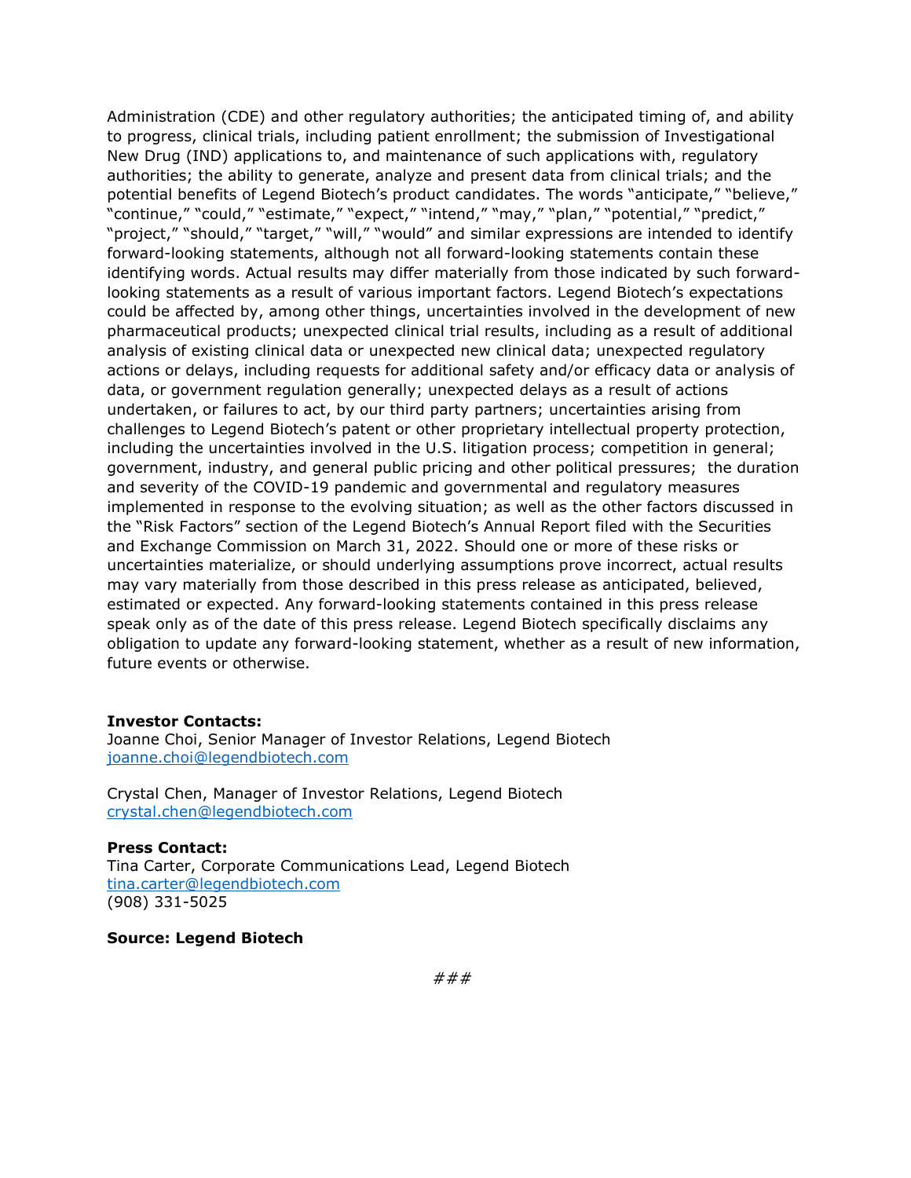Administration (CDE) and other regulatory authorities; the anticipated timing of, and ability to progress, clinical trials, including patient enrollment; the submission of Investigational New Drug (IND) applications to, and maintenance of such applications with, regulatory authorities; the ability to generate, analyze and present data from clinical trials; and the potential benefits of Legend Biotech's product candidates. The words "anticipate," "believe," "continue," "could," "estimate," "expect," "intend," "may," "plan," "potential," "predict," "project," "should," "target," "will," "would" and similar expressions are intended to identify forward-looking statements, although not all forward-looking statements contain these identifying words. Actual results may differ materially from those indicated by such forward-looking statements as a result of various important factors. Legend Biotech's expectations could be affected by, among other things, uncertainties involved in the development of new pharmaceutical products; unexpected clinical trial results, including as a result of additional analysis of existing clinical data or unexpected new clinical data; unexpected regulatory actions or delays, including requests for additional safety and/or efficacy data or analysis of data, or government regulation generally; unexpected delays as a result of actions undertaken, or failures to act, by our third party partners; uncertainties arising from challenges to Legend Biotech's patent or other proprietary intellectual property protection, including the uncertainties involved in the U.S. litigation process; competition in general; government, industry, and general public pricing and other political pressures; the duration and severity of the COVID-19 pandemic and governmental and regulatory measures implemented in response to the evolving situation; as well as the other factors discussed in the "Risk Factors" section of the Legend Biotech's Annual Report filed with the Securities and Exchange Commission on March 31, 2022. Should one or more of these risks or uncertainties materialize, or should underlying assumptions prove incorrect, actual results may vary materially from those described in this press release as anticipated, believed, estimated or expected. Any forward-looking statements contained in this press release speak only as of the date of this press release. Legend Biotech specifically disclaims any obligation to update any forward-looking statement, whether as a result of new information, future events or otherwise.

**Investor Contacts:**
Joanne Choi, Senior Manager of Investor Relations, Legend Biotech
joanne.choi@legendbiotech.com

Crystal Chen, Manager of Investor Relations, Legend Biotech
crystal.chen@legendbiotech.com

**Press Contact:**
Tina Carter, Corporate Communications Lead, Legend Biotech
tina.carter@legendbiotech.com
(908) 331-5025

**Source: Legend Biotech**

###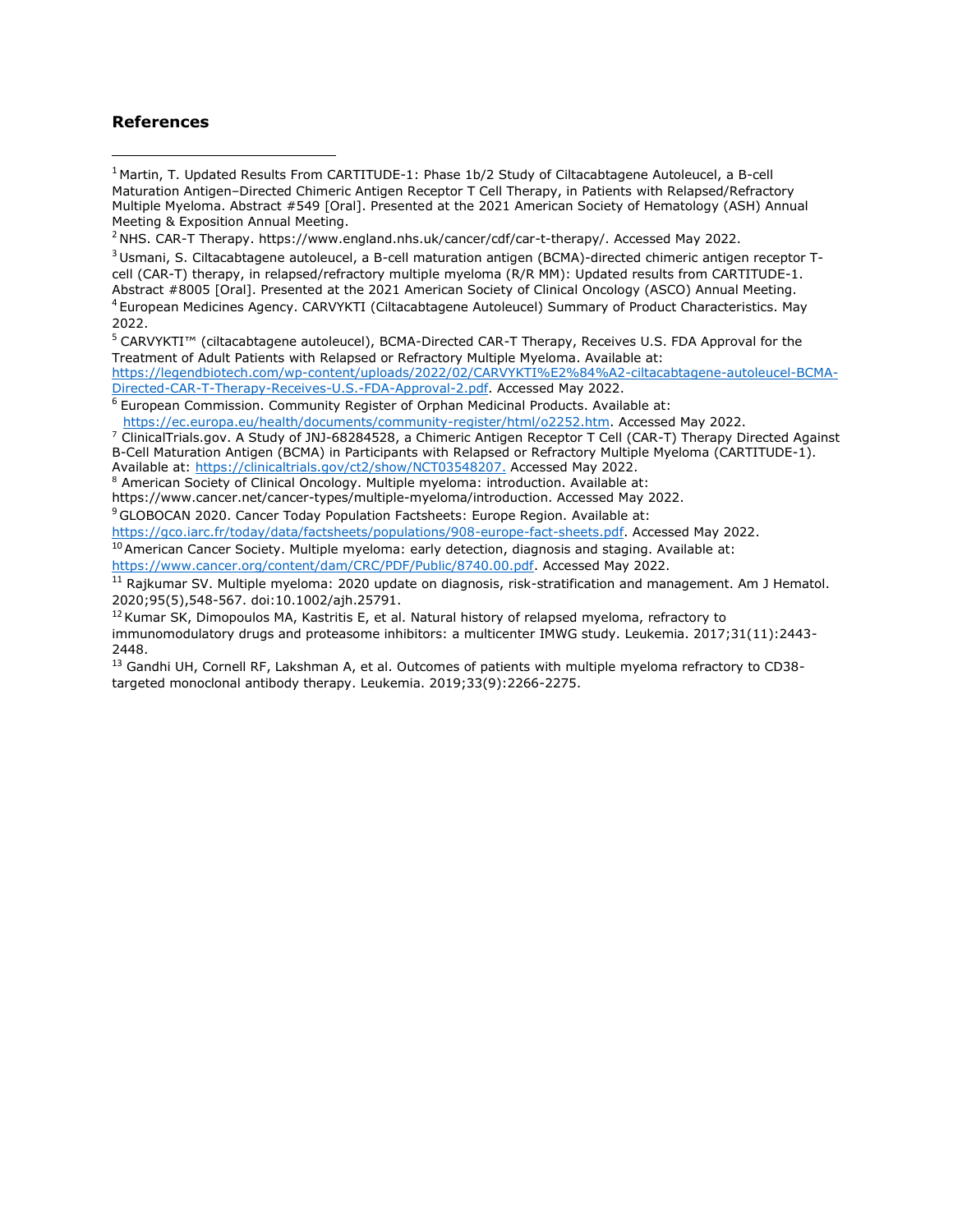## References

[1] Martin, T. Updated Results From CARTITUDE-1: Phase 1b/2 Study of Ciltacabtagene Autoleucel, a B-cell Maturation Antigen–Directed Chimeric Antigen Receptor T Cell Therapy, in Patients with Relapsed/Refractory Multiple Myeloma. Abstract #549 [Oral]. Presented at the 2021 American Society of Hematology (ASH) Annual Meeting & Exposition Annual Meeting.

[2] NHS. CAR-T Therapy. https://www.england.nhs.uk/cancer/cdf/car-t-therapy/. Accessed May 2022.

[3] Usmani, S. Ciltacabtagene autoleucel, a B-cell maturation antigen (BCMA)-directed chimeric antigen receptor T-cell (CAR-T) therapy, in relapsed/refractory multiple myeloma (R/R MM): Updated results from CARTITUDE-1. Abstract #8005 [Oral]. Presented at the 2021 American Society of Clinical Oncology (ASCO) Annual Meeting.

[4] European Medicines Agency. CARVYKTI (Ciltacabtagene Autoleucel) Summary of Product Characteristics. May 2022.

[5] CARVYKTI™ (ciltacabtagene autoleucel), BCMA-Directed CAR-T Therapy, Receives U.S. FDA Approval for the Treatment of Adult Patients with Relapsed or Refractory Multiple Myeloma. Available at: https://legendbiotech.com/wp-content/uploads/2022/02/CARVYKTI%E2%84%A2-ciltacabtagene-autoleucel-BCMA-Directed-CAR-T-Therapy-Receives-U.S.-FDA-Approval-2.pdf. Accessed May 2022.

[6] European Commission. Community Register of Orphan Medicinal Products. Available at: https://ec.europa.eu/health/documents/community-register/html/o2252.htm. Accessed May 2022.

[7] ClinicalTrials.gov. A Study of JNJ-68284528, a Chimeric Antigen Receptor T Cell (CAR-T) Therapy Directed Against B-Cell Maturation Antigen (BCMA) in Participants with Relapsed or Refractory Multiple Myeloma (CARTITUDE-1). Available at: https://clinicaltrials.gov/ct2/show/NCT03548207. Accessed May 2022.

[8] American Society of Clinical Oncology. Multiple myeloma: introduction. Available at: https://www.cancer.net/cancer-types/multiple-myeloma/introduction. Accessed May 2022.

[9] GLOBOCAN 2020. Cancer Today Population Factsheets: Europe Region. Available at: https://gco.iarc.fr/today/data/factsheets/populations/908-europe-fact-sheets.pdf. Accessed May 2022.

[10] American Cancer Society. Multiple myeloma: early detection, diagnosis and staging. Available at: https://www.cancer.org/content/dam/CRC/PDF/Public/8740.00.pdf. Accessed May 2022.

[11] Rajkumar SV. Multiple myeloma: 2020 update on diagnosis, risk-stratification and management. Am J Hematol. 2020;95(5),548-567. doi:10.1002/ajh.25791.

[12] Kumar SK, Dimopoulos MA, Kastritis E, et al. Natural history of relapsed myeloma, refractory to immunomodulatory drugs and proteasome inhibitors: a multicenter IMWG study. Leukemia. 2017;31(11):2443-2448.

[13] Gandhi UH, Cornell RF, Lakshman A, et al. Outcomes of patients with multiple myeloma refractory to CD38-targeted monoclonal antibody therapy. Leukemia. 2019;33(9):2266-2275.